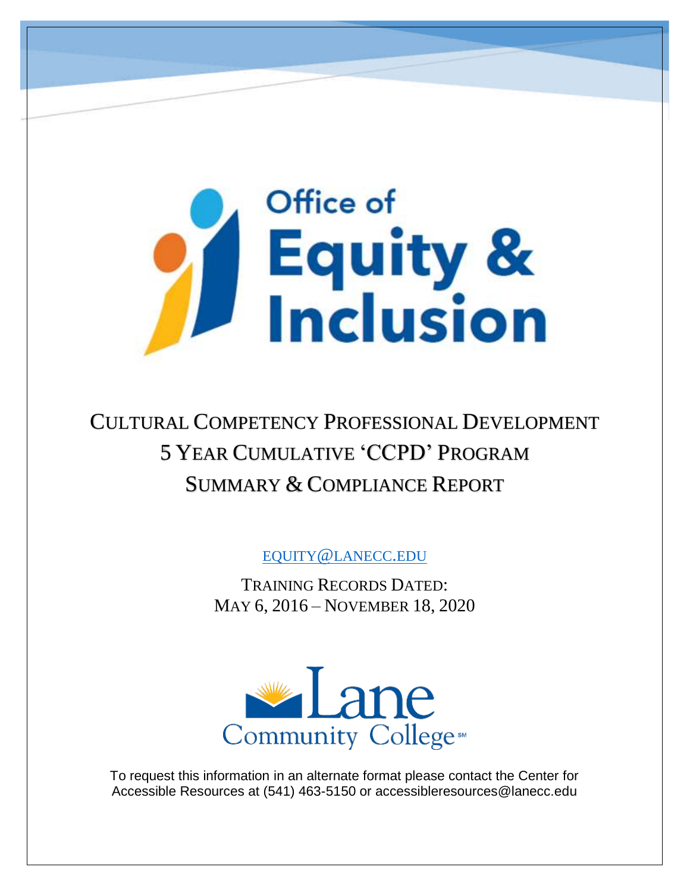# Office of Equity & Inclusion

## Cultural Competency Professional Development 5 Year Cumulative 'CCPD' Program Summary & Compliance Report

EQUITY@LANECC.EDU

Training Records Dated:
May 6, 2016 – November 18, 2020

Lane Community College

To request this information in an alternate format please contact the Center for Accessible Resources at (541) 463-5150 or accessibleresources@lanecc.edu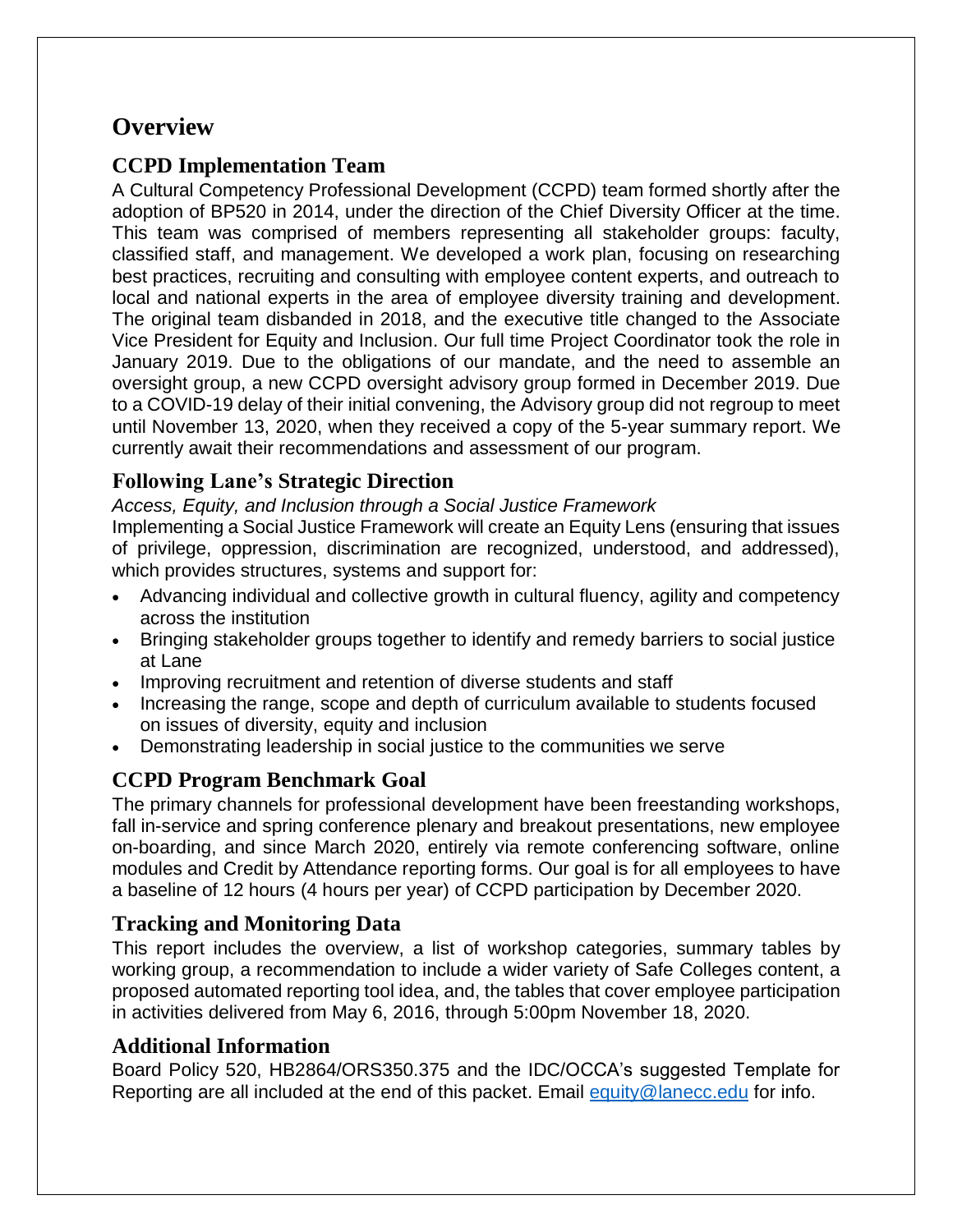# Overview

## CCPD Implementation Team

A Cultural Competency Professional Development (CCPD) team formed shortly after the adoption of BP520 in 2014, under the direction of the Chief Diversity Officer at the time. This team was comprised of members representing all stakeholder groups: faculty, classified staff, and management. We developed a work plan, focusing on researching best practices, recruiting and consulting with employee content experts, and outreach to local and national experts in the area of employee diversity training and development. The original team disbanded in 2018, and the executive title changed to the Associate Vice President for Equity and Inclusion. Our full time Project Coordinator took the role in January 2019. Due to the obligations of our mandate, and the need to assemble an oversight group, a new CCPD oversight advisory group formed in December 2019. Due to a COVID-19 delay of their initial convening, the Advisory group did not regroup to meet until November 13, 2020, when they received a copy of the 5-year summary report. We currently await their recommendations and assessment of our program.

## Following Lane's Strategic Direction

*Access, Equity, and Inclusion through a Social Justice Framework*

Implementing a Social Justice Framework will create an Equity Lens (ensuring that issues of privilege, oppression, discrimination are recognized, understood, and addressed), which provides structures, systems and support for:

- Advancing individual and collective growth in cultural fluency, agility and competency across the institution
- Bringing stakeholder groups together to identify and remedy barriers to social justice at Lane
- Improving recruitment and retention of diverse students and staff
- Increasing the range, scope and depth of curriculum available to students focused on issues of diversity, equity and inclusion
- Demonstrating leadership in social justice to the communities we serve

## CCPD Program Benchmark Goal

The primary channels for professional development have been freestanding workshops, fall in-service and spring conference plenary and breakout presentations, new employee on-boarding, and since March 2020, entirely via remote conferencing software, online modules and Credit by Attendance reporting forms. Our goal is for all employees to have a baseline of 12 hours (4 hours per year) of CCPD participation by December 2020.

## Tracking and Monitoring Data

This report includes the overview, a list of workshop categories, summary tables by working group, a recommendation to include a wider variety of Safe Colleges content, a proposed automated reporting tool idea, and, the tables that cover employee participation in activities delivered from May 6, 2016, through 5:00pm November 18, 2020.

## Additional Information

Board Policy 520, HB2864/ORS350.375 and the IDC/OCCA's suggested Template for Reporting are all included at the end of this packet. Email [equity@lanecc.edu](mailto:equity@lanecc.edu) for info.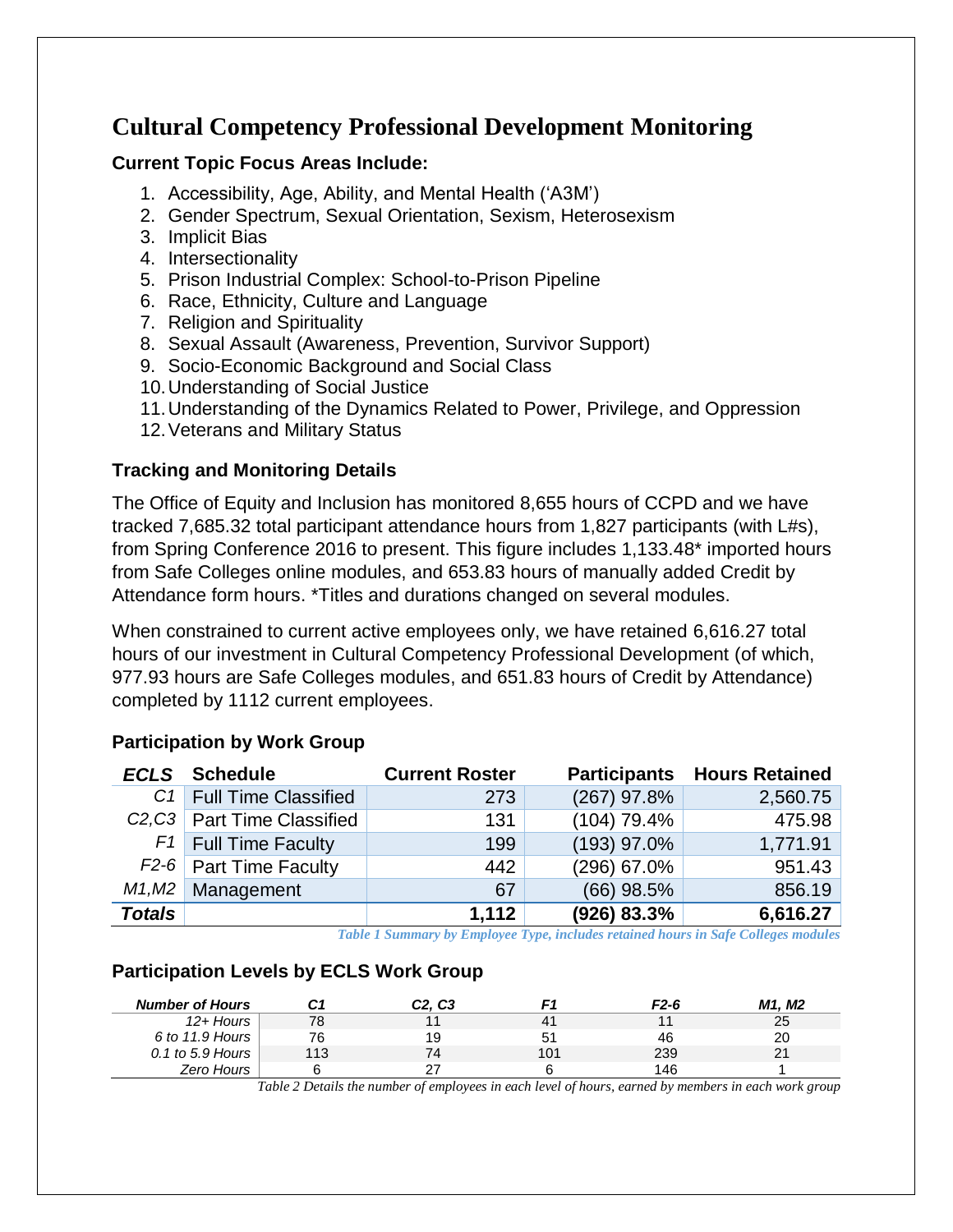# Cultural Competency Professional Development Monitoring

### Current Topic Focus Areas Include:

1. Accessibility, Age, Ability, and Mental Health ('A3M')
2. Gender Spectrum, Sexual Orientation, Sexism, Heterosexism
3. Implicit Bias
4. Intersectionality
5. Prison Industrial Complex: School-to-Prison Pipeline
6. Race, Ethnicity, Culture and Language
7. Religion and Spirituality
8. Sexual Assault (Awareness, Prevention, Survivor Support)
9. Socio-Economic Background and Social Class
10. Understanding of Social Justice
11. Understanding of the Dynamics Related to Power, Privilege, and Oppression
12. Veterans and Military Status

### Tracking and Monitoring Details

The Office of Equity and Inclusion has monitored 8,655 hours of CCPD and we have tracked 7,685.32 total participant attendance hours from 1,827 participants (with L#s), from Spring Conference 2016 to present. This figure includes 1,133.48* imported hours from Safe Colleges online modules, and 653.83 hours of manually added Credit by Attendance form hours. *Titles and durations changed on several modules.

When constrained to current active employees only, we have retained 6,616.27 total hours of our investment in Cultural Competency Professional Development (of which, 977.93 hours are Safe Colleges modules, and 651.83 hours of Credit by Attendance) completed by 1112 current employees.

### Participation by Work Group

| ECLS | Schedule | Current Roster | Participants | Hours Retained |
|---|---|---|---|---|
| C1 | Full Time Classified | 273 | (267) 97.8% | 2,560.75 |
| C2,C3 | Part Time Classified | 131 | (104) 79.4% | 475.98 |
| F1 | Full Time Faculty | 199 | (193) 97.0% | 1,771.91 |
| F2-6 | Part Time Faculty | 442 | (296) 67.0% | 951.43 |
| M1,M2 | Management | 67 | (66) 98.5% | 856.19 |
| **Totals** | | **1,112** | **(926) 83.3%** | **6,616.27** |

*Table 1 Summary by Employee Type, includes retained hours in Safe Colleges modules*

### Participation Levels by ECLS Work Group

| Number of Hours | C1 | C2, C3 | F1 | F2-6 | M1, M2 |
|---|---|---|---|---|---|
| 12+ Hours | 78 | 11 | 41 | 11 | 25 |
| 6 to 11.9 Hours | 76 | 19 | 51 | 46 | 20 |
| 0.1 to 5.9 Hours | 113 | 74 | 101 | 239 | 21 |
| Zero Hours | 6 | 27 | 6 | 146 | 1 |

*Table 2 Details the number of employees in each level of hours, earned by members in each work group*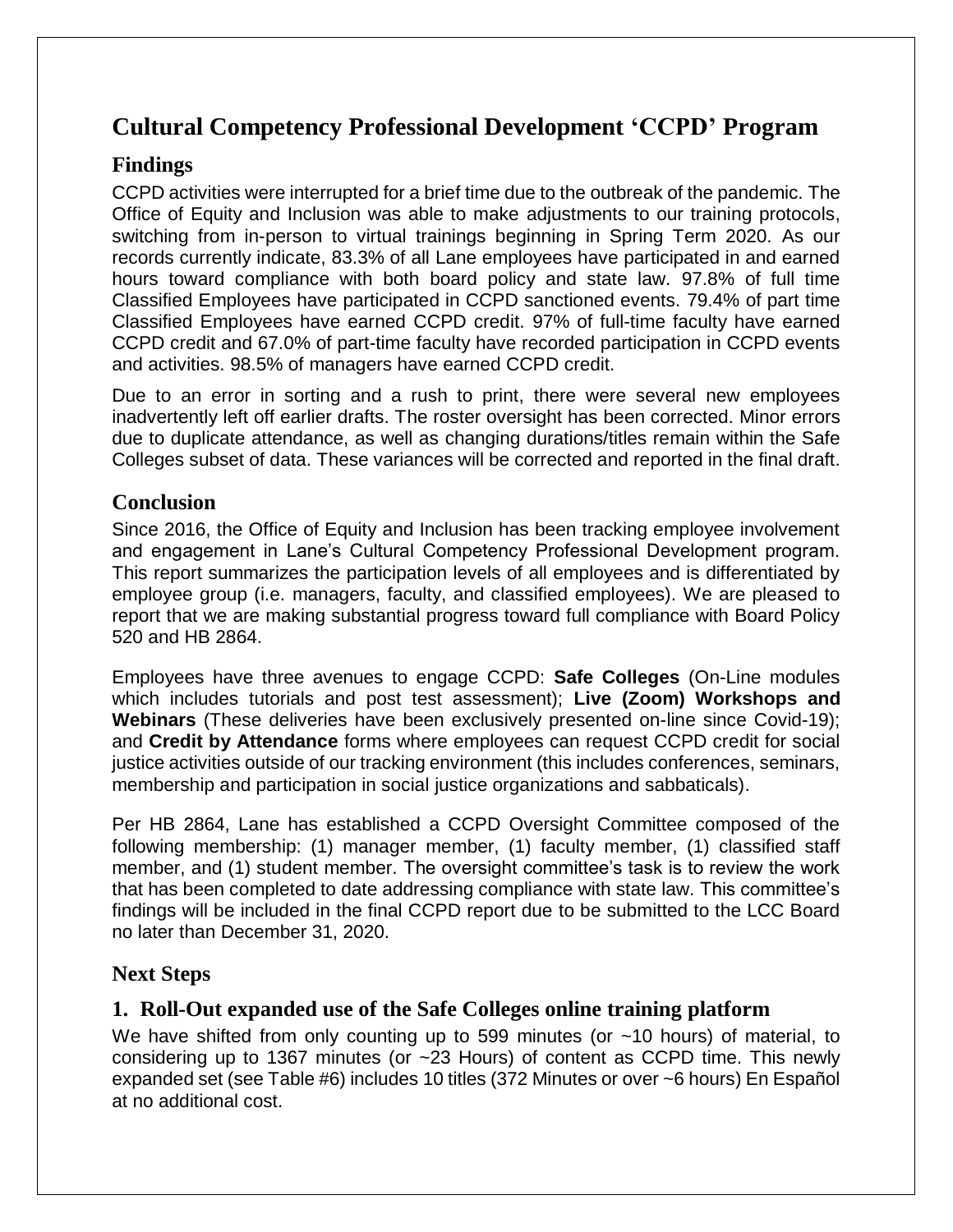# Cultural Competency Professional Development 'CCPD' Program

## Findings

CCPD activities were interrupted for a brief time due to the outbreak of the pandemic. The Office of Equity and Inclusion was able to make adjustments to our training protocols, switching from in-person to virtual trainings beginning in Spring Term 2020. As our records currently indicate, 83.3% of all Lane employees have participated in and earned hours toward compliance with both board policy and state law. 97.8% of full time Classified Employees have participated in CCPD sanctioned events. 79.4% of part time Classified Employees have earned CCPD credit. 97% of full-time faculty have earned CCPD credit and 67.0% of part-time faculty have recorded participation in CCPD events and activities. 98.5% of managers have earned CCPD credit.

Due to an error in sorting and a rush to print, there were several new employees inadvertently left off earlier drafts. The roster oversight has been corrected. Minor errors due to duplicate attendance, as well as changing durations/titles remain within the Safe Colleges subset of data. These variances will be corrected and reported in the final draft.

## Conclusion

Since 2016, the Office of Equity and Inclusion has been tracking employee involvement and engagement in Lane's Cultural Competency Professional Development program. This report summarizes the participation levels of all employees and is differentiated by employee group (i.e. managers, faculty, and classified employees). We are pleased to report that we are making substantial progress toward full compliance with Board Policy 520 and HB 2864.

Employees have three avenues to engage CCPD: **Safe Colleges** (On-Line modules which includes tutorials and post test assessment); **Live (Zoom) Workshops and Webinars** (These deliveries have been exclusively presented on-line since Covid-19); and **Credit by Attendance** forms where employees can request CCPD credit for social justice activities outside of our tracking environment (this includes conferences, seminars, membership and participation in social justice organizations and sabbaticals).

Per HB 2864, Lane has established a CCPD Oversight Committee composed of the following membership: (1) manager member, (1) faculty member, (1) classified staff member, and (1) student member. The oversight committee's task is to review the work that has been completed to date addressing compliance with state law. This committee's findings will be included in the final CCPD report due to be submitted to the LCC Board no later than December 31, 2020.

## Next Steps

### 1. Roll-Out expanded use of the Safe Colleges online training platform

We have shifted from only counting up to 599 minutes (or ~10 hours) of material, to considering up to 1367 minutes (or ~23 Hours) of content as CCPD time. This newly expanded set (see Table #6) includes 10 titles (372 Minutes or over ~6 hours) En Español at no additional cost.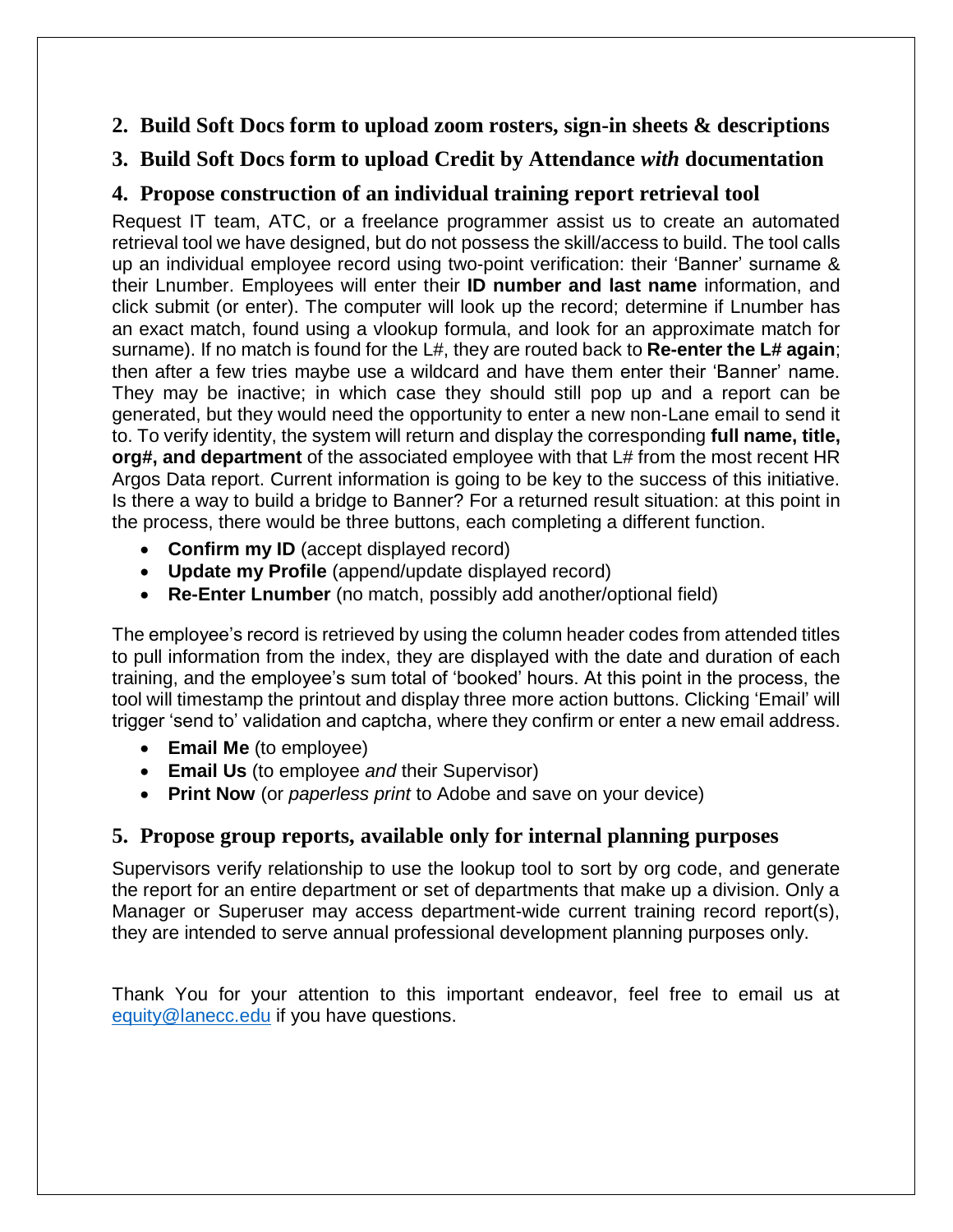## 2. Build Soft Docs form to upload zoom rosters, sign-in sheets & descriptions

## 3. Build Soft Docs form to upload Credit by Attendance *with* documentation

## 4. Propose construction of an individual training report retrieval tool

Request IT team, ATC, or a freelance programmer assist us to create an automated retrieval tool we have designed, but do not possess the skill/access to build. The tool calls up an individual employee record using two-point verification: their 'Banner' surname & their Lnumber. Employees will enter their **ID number and last name** information, and click submit (or enter). The computer will look up the record; determine if Lnumber has an exact match, found using a vlookup formula, and look for an approximate match for surname). If no match is found for the L#, they are routed back to **Re-enter the L# again**; then after a few tries maybe use a wildcard and have them enter their 'Banner' name. They may be inactive; in which case they should still pop up and a report can be generated, but they would need the opportunity to enter a new non-Lane email to send it to. To verify identity, the system will return and display the corresponding **full name, title, org#, and department** of the associated employee with that L# from the most recent HR Argos Data report. Current information is going to be key to the success of this initiative. Is there a way to build a bridge to Banner? For a returned result situation: at this point in the process, there would be three buttons, each completing a different function.

- **Confirm my ID** (accept displayed record)
- **Update my Profile** (append/update displayed record)
- **Re-Enter Lnumber** (no match, possibly add another/optional field)

The employee's record is retrieved by using the column header codes from attended titles to pull information from the index, they are displayed with the date and duration of each training, and the employee's sum total of 'booked' hours. At this point in the process, the tool will timestamp the printout and display three more action buttons. Clicking 'Email' will trigger 'send to' validation and captcha, where they confirm or enter a new email address.

- **Email Me** (to employee)
- **Email Us** (to employee *and* their Supervisor)
- **Print Now** (or *paperless print* to Adobe and save on your device)

## 5. Propose group reports, available only for internal planning purposes

Supervisors verify relationship to use the lookup tool to sort by org code, and generate the report for an entire department or set of departments that make up a division. Only a Manager or Superuser may access department-wide current training record report(s), they are intended to serve annual professional development planning purposes only.

Thank You for your attention to this important endeavor, feel free to email us at equity@lanecc.edu if you have questions.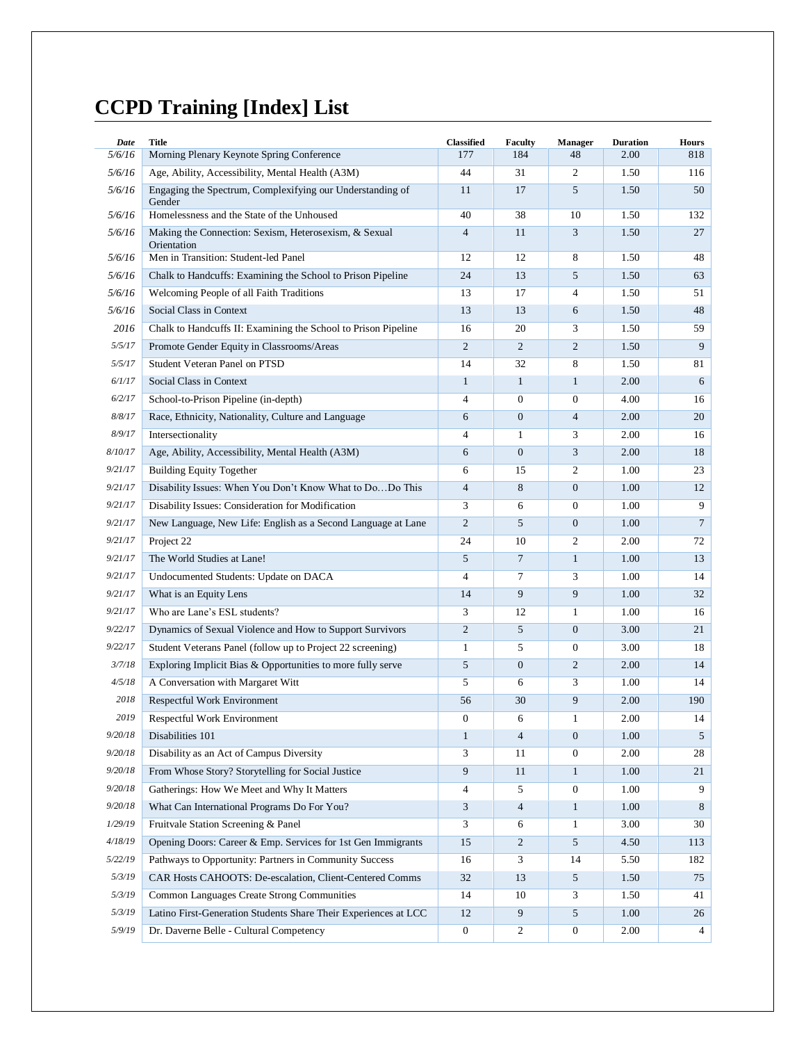# CCPD Training [Index] List

| *Date* | Title | Classified | Faculty | Manager | Duration | Hours |
|---|---|---|---|---|---|---|
| *5/6/16* | Morning Plenary Keynote Spring Conference | 177 | 184 | 48 | 2.00 | 818 |
| *5/6/16* | Age, Ability, Accessibility, Mental Health (A3M) | 44 | 31 | 2 | 1.50 | 116 |
| *5/6/16* | Engaging the Spectrum, Complexifying our Understanding of Gender | 11 | 17 | 5 | 1.50 | 50 |
| *5/6/16* | Homelessness and the State of the Unhoused | 40 | 38 | 10 | 1.50 | 132 |
| *5/6/16* | Making the Connection: Sexism, Heterosexism, & Sexual Orientation | 4 | 11 | 3 | 1.50 | 27 |
| *5/6/16* | Men in Transition: Student-led Panel | 12 | 12 | 8 | 1.50 | 48 |
| *5/6/16* | Chalk to Handcuffs: Examining the School to Prison Pipeline | 24 | 13 | 5 | 1.50 | 63 |
| *5/6/16* | Welcoming People of all Faith Traditions | 13 | 17 | 4 | 1.50 | 51 |
| *5/6/16* | Social Class in Context | 13 | 13 | 6 | 1.50 | 48 |
| *2016* | Chalk to Handcuffs II: Examining the School to Prison Pipeline | 16 | 20 | 3 | 1.50 | 59 |
| *5/5/17* | Promote Gender Equity in Classrooms/Areas | 2 | 2 | 2 | 1.50 | 9 |
| *5/5/17* | Student Veteran Panel on PTSD | 14 | 32 | 8 | 1.50 | 81 |
| *6/1/17* | Social Class in Context | 1 | 1 | 1 | 2.00 | 6 |
| *6/2/17* | School-to-Prison Pipeline (in-depth) | 4 | 0 | 0 | 4.00 | 16 |
| *8/8/17* | Race, Ethnicity, Nationality, Culture and Language | 6 | 0 | 4 | 2.00 | 20 |
| *8/9/17* | Intersectionality | 4 | 1 | 3 | 2.00 | 16 |
| *8/10/17* | Age, Ability, Accessibility, Mental Health (A3M) | 6 | 0 | 3 | 2.00 | 18 |
| *9/21/17* | Building Equity Together | 6 | 15 | 2 | 1.00 | 23 |
| *9/21/17* | Disability Issues: When You Don't Know What to Do…Do This | 4 | 8 | 0 | 1.00 | 12 |
| *9/21/17* | Disability Issues: Consideration for Modification | 3 | 6 | 0 | 1.00 | 9 |
| *9/21/17* | New Language, New Life: English as a Second Language at Lane | 2 | 5 | 0 | 1.00 | 7 |
| *9/21/17* | Project 22 | 24 | 10 | 2 | 2.00 | 72 |
| *9/21/17* | The World Studies at Lane! | 5 | 7 | 1 | 1.00 | 13 |
| *9/21/17* | Undocumented Students: Update on DACA | 4 | 7 | 3 | 1.00 | 14 |
| *9/21/17* | What is an Equity Lens | 14 | 9 | 9 | 1.00 | 32 |
| *9/21/17* | Who are Lane's ESL students? | 3 | 12 | 1 | 1.00 | 16 |
| *9/22/17* | Dynamics of Sexual Violence and How to Support Survivors | 2 | 5 | 0 | 3.00 | 21 |
| *9/22/17* | Student Veterans Panel (follow up to Project 22 screening) | 1 | 5 | 0 | 3.00 | 18 |
| *3/7/18* | Exploring Implicit Bias & Opportunities to more fully serve | 5 | 0 | 2 | 2.00 | 14 |
| *4/5/18* | A Conversation with Margaret Witt | 5 | 6 | 3 | 1.00 | 14 |
| *2018* | Respectful Work Environment | 56 | 30 | 9 | 2.00 | 190 |
| *2019* | Respectful Work Environment | 0 | 6 | 1 | 2.00 | 14 |
| *9/20/18* | Disabilities 101 | 1 | 4 | 0 | 1.00 | 5 |
| *9/20/18* | Disability as an Act of Campus Diversity | 3 | 11 | 0 | 2.00 | 28 |
| *9/20/18* | From Whose Story? Storytelling for Social Justice | 9 | 11 | 1 | 1.00 | 21 |
| *9/20/18* | Gatherings: How We Meet and Why It Matters | 4 | 5 | 0 | 1.00 | 9 |
| *9/20/18* | What Can International Programs Do For You? | 3 | 4 | 1 | 1.00 | 8 |
| *1/29/19* | Fruitvale Station Screening & Panel | 3 | 6 | 1 | 3.00 | 30 |
| *4/18/19* | Opening Doors: Career & Emp. Services for 1st Gen Immigrants | 15 | 2 | 5 | 4.50 | 113 |
| *5/22/19* | Pathways to Opportunity: Partners in Community Success | 16 | 3 | 14 | 5.50 | 182 |
| *5/3/19* | CAR Hosts CAHOOTS: De-escalation, Client-Centered Comms | 32 | 13 | 5 | 1.50 | 75 |
| *5/3/19* | Common Languages Create Strong Communities | 14 | 10 | 3 | 1.50 | 41 |
| *5/3/19* | Latino First-Generation Students Share Their Experiences at LCC | 12 | 9 | 5 | 1.00 | 26 |
| *5/9/19* | Dr. Daverne Belle - Cultural Competency | 0 | 2 | 0 | 2.00 | 4 |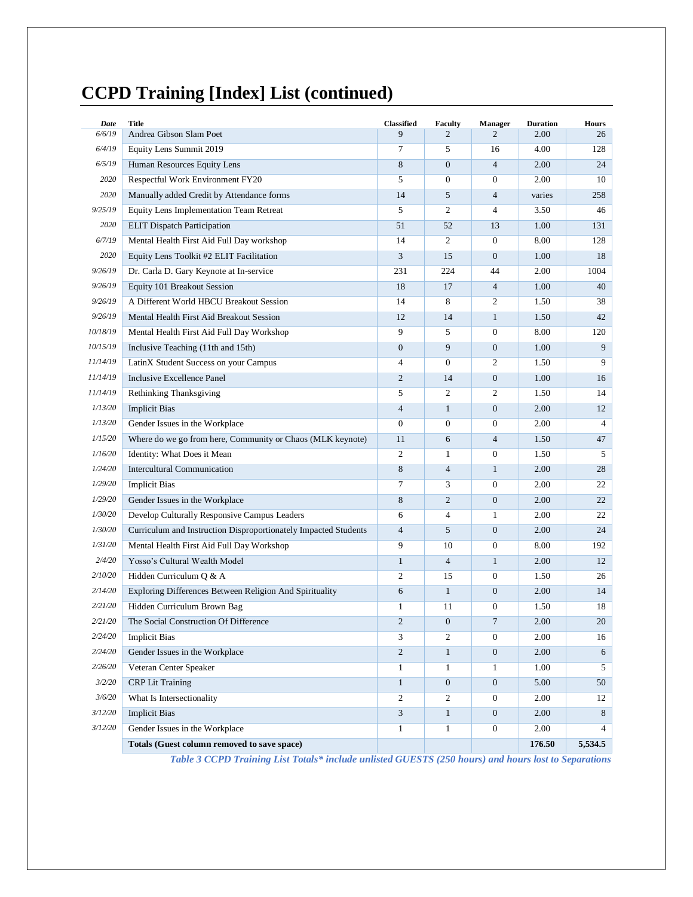# CCPD Training [Index] List (continued)

| Date | Title | Classified | Faculty | Manager | Duration | Hours |
|---|---|---|---|---|---|---|
| 6/6/19 | Andrea Gibson Slam Poet | 9 | 2 | 2 | 2.00 | 26 |
| 6/4/19 | Equity Lens Summit 2019 | 7 | 5 | 16 | 4.00 | 128 |
| 6/5/19 | Human Resources Equity Lens | 8 | 0 | 4 | 2.00 | 24 |
| 2020 | Respectful Work Environment FY20 | 5 | 0 | 0 | 2.00 | 10 |
| 2020 | Manually added Credit by Attendance forms | 14 | 5 | 4 | varies | 258 |
| 9/25/19 | Equity Lens Implementation Team Retreat | 5 | 2 | 4 | 3.50 | 46 |
| 2020 | ELIT Dispatch Participation | 51 | 52 | 13 | 1.00 | 131 |
| 6/7/19 | Mental Health First Aid Full Day workshop | 14 | 2 | 0 | 8.00 | 128 |
| 2020 | Equity Lens Toolkit #2 ELIT Facilitation | 3 | 15 | 0 | 1.00 | 18 |
| 9/26/19 | Dr. Carla D. Gary Keynote at In-service | 231 | 224 | 44 | 2.00 | 1004 |
| 9/26/19 | Equity 101 Breakout Session | 18 | 17 | 4 | 1.00 | 40 |
| 9/26/19 | A Different World HBCU Breakout Session | 14 | 8 | 2 | 1.50 | 38 |
| 9/26/19 | Mental Health First Aid Breakout Session | 12 | 14 | 1 | 1.50 | 42 |
| 10/18/19 | Mental Health First Aid Full Day Workshop | 9 | 5 | 0 | 8.00 | 120 |
| 10/15/19 | Inclusive Teaching (11th and 15th) | 0 | 9 | 0 | 1.00 | 9 |
| 11/14/19 | LatinX Student Success on your Campus | 4 | 0 | 2 | 1.50 | 9 |
| 11/14/19 | Inclusive Excellence Panel | 2 | 14 | 0 | 1.00 | 16 |
| 11/14/19 | Rethinking Thanksgiving | 5 | 2 | 2 | 1.50 | 14 |
| 1/13/20 | Implicit Bias | 4 | 1 | 0 | 2.00 | 12 |
| 1/13/20 | Gender Issues in the Workplace | 0 | 0 | 0 | 2.00 | 4 |
| 1/15/20 | Where do we go from here, Community or Chaos (MLK keynote) | 11 | 6 | 4 | 1.50 | 47 |
| 1/16/20 | Identity: What Does it Mean | 2 | 1 | 0 | 1.50 | 5 |
| 1/24/20 | Intercultural Communication | 8 | 4 | 1 | 2.00 | 28 |
| 1/29/20 | Implicit Bias | 7 | 3 | 0 | 2.00 | 22 |
| 1/29/20 | Gender Issues in the Workplace | 8 | 2 | 0 | 2.00 | 22 |
| 1/30/20 | Develop Culturally Responsive Campus Leaders | 6 | 4 | 1 | 2.00 | 22 |
| 1/30/20 | Curriculum and Instruction Disproportionately Impacted Students | 4 | 5 | 0 | 2.00 | 24 |
| 1/31/20 | Mental Health First Aid Full Day Workshop | 9 | 10 | 0 | 8.00 | 192 |
| 2/4/20 | Yosso's Cultural Wealth Model | 1 | 4 | 1 | 2.00 | 12 |
| 2/10/20 | Hidden Curriculum Q & A | 2 | 15 | 0 | 1.50 | 26 |
| 2/14/20 | Exploring Differences Between Religion And Spirituality | 6 | 1 | 0 | 2.00 | 14 |
| 2/21/20 | Hidden Curriculum Brown Bag | 1 | 11 | 0 | 1.50 | 18 |
| 2/21/20 | The Social Construction Of Difference | 2 | 0 | 7 | 2.00 | 20 |
| 2/24/20 | Implicit Bias | 3 | 2 | 0 | 2.00 | 16 |
| 2/24/20 | Gender Issues in the Workplace | 2 | 1 | 0 | 2.00 | 6 |
| 2/26/20 | Veteran Center Speaker | 1 | 1 | 1 | 1.00 | 5 |
| 3/2/20 | CRP Lit Training | 1 | 0 | 0 | 5.00 | 50 |
| 3/6/20 | What Is Intersectionality | 2 | 2 | 0 | 2.00 | 12 |
| 3/12/20 | Implicit Bias | 3 | 1 | 0 | 2.00 | 8 |
| 3/12/20 | Gender Issues in the Workplace | 1 | 1 | 0 | 2.00 | 4 |
| | **Totals (Guest column removed to save space)** | | | | **176.50** | **5,534.5** |

*Table 3 CCPD Training List Totals\* include unlisted GUESTS (250 hours) and hours lost to Separations*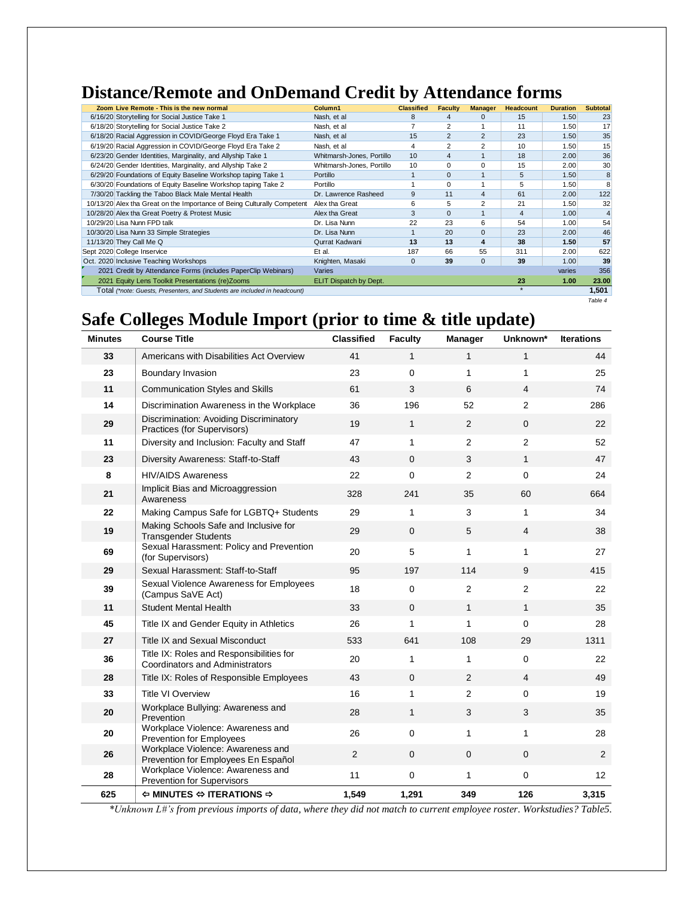# Distance/Remote and OnDemand Credit by Attendance forms

| Zoom Live Remote - This is the new normal | Column1 | Classified | Faculty | Manager | Headcount | Duration | Subtotal |
|---|---|---|---|---|---|---|---|
| 6/16/20 Storytelling for Social Justice Take 1 | Nash, et al | 8 | 4 | 0 | 15 | 1.50 | 23 |
| 6/18/20 Storytelling for Social Justice Take 2 | Nash, et al | 7 | 2 | 1 | 11 | 1.50 | 17 |
| 6/18/20 Racial Aggression in COVID/George Floyd Era Take 1 | Nash, et al | 15 | 2 | 2 | 23 | 1.50 | 35 |
| 6/19/20 Racial Aggression in COVID/George Floyd Era Take 2 | Nash, et al | 4 | 2 | 2 | 10 | 1.50 | 15 |
| 6/23/20 Gender Identities, Marginality, and Allyship Take 1 | Whitmarsh-Jones, Portillo | 10 | 4 | 1 | 18 | 2.00 | 36 |
| 6/24/20 Gender Identities, Marginality, and Allyship Take 2 | Whitmarsh-Jones, Portillo | 10 | 0 | 0 | 15 | 2.00 | 30 |
| 6/29/20 Foundations of Equity Baseline Workshop taping Take 1 | Portillo | 1 | 0 | 1 | 5 | 1.50 | 8 |
| 6/30/20 Foundations of Equity Baseline Workshop taping Take 2 | Portillo | 1 | 0 | 1 | 5 | 1.50 | 8 |
| 7/30/20 Tackling the Taboo Black Male Mental Health | Dr. Lawrence Rasheed | 9 | 11 | 4 | 61 | 2.00 | 122 |
| 10/13/20 Alex tha Great on the Importance of Being Culturally Competent | Alex tha Great | 6 | 5 | 2 | 21 | 1.50 | 32 |
| 10/28/20 Alex tha Great Poetry & Protest Music | Alex tha Great | 3 | 0 | 1 | 4 | 1.00 | 4 |
| 10/29/20 Lisa Nunn FPD talk | Dr. Lisa Nunn | 22 | 23 | 6 | 54 | 1.00 | 54 |
| 10/30/20 Lisa Nunn 33 Simple Strategies | Dr. Lisa Nunn | 1 | 20 | 0 | 23 | 2.00 | 46 |
| 11/13/20 They Call Me Q | Qurrat Kadwani | **13** | **13** | **4** | **38** | **1.50** | **57** |
| Sept 2020 College Inservice | Et al. | 187 | 66 | 55 | 311 | 2.00 | 622 |
| Oct. 2020 Inclusive Teaching Workshops | Knighten, Masaki | 0 | **39** | 0 | **39** | 1.00 | **39** |
| 2021 Credit by Attendance Forms (includes PaperClip Webinars) | Varies | | | | | varies | 356 |
| 2021 Equity Lens Toolkit Presentations (re)Zooms | ELIT Dispatch by Dept. | | | | **23** | **1.00** | **23.00** |
| Total *(\*note: Guests, Presenters, and Students are included in headcount)* | | | | | * | | **1,501** |

*Table 4*

# Safe Colleges Module Import (prior to time & title update)

| Minutes | Course Title | Classified | Faculty | Manager | Unknown* | Iterations |
|---|---|---|---|---|---|---|
| **33** | Americans with Disabilities Act Overview | 41 | 1 | 1 | 1 | 44 |
| **23** | Boundary Invasion | 23 | 0 | 1 | 1 | 25 |
| **11** | Communication Styles and Skills | 61 | 3 | 6 | 4 | 74 |
| **14** | Discrimination Awareness in the Workplace | 36 | 196 | 52 | 2 | 286 |
| **29** | Discrimination: Avoiding Discriminatory Practices (for Supervisors) | 19 | 1 | 2 | 0 | 22 |
| **11** | Diversity and Inclusion: Faculty and Staff | 47 | 1 | 2 | 2 | 52 |
| **23** | Diversity Awareness: Staff-to-Staff | 43 | 0 | 3 | 1 | 47 |
| **8** | HIV/AIDS Awareness | 22 | 0 | 2 | 0 | 24 |
| **21** | Implicit Bias and Microaggression Awareness | 328 | 241 | 35 | 60 | 664 |
| **22** | Making Campus Safe for LGBTQ+ Students | 29 | 1 | 3 | 1 | 34 |
| **19** | Making Schools Safe and Inclusive for Transgender Students | 29 | 0 | 5 | 4 | 38 |
| **69** | Sexual Harassment: Policy and Prevention (for Supervisors) | 20 | 5 | 1 | 1 | 27 |
| **29** | Sexual Harassment: Staff-to-Staff | 95 | 197 | 114 | 9 | 415 |
| **39** | Sexual Violence Awareness for Employees (Campus SaVE Act) | 18 | 0 | 2 | 2 | 22 |
| **11** | Student Mental Health | 33 | 0 | 1 | 1 | 35 |
| **45** | Title IX and Gender Equity in Athletics | 26 | 1 | 1 | 0 | 28 |
| **27** | Title IX and Sexual Misconduct | 533 | 641 | 108 | 29 | 1311 |
| **36** | Title IX: Roles and Responsibilities for Coordinators and Administrators | 20 | 1 | 1 | 0 | 22 |
| **28** | Title IX: Roles of Responsible Employees | 43 | 0 | 2 | 4 | 49 |
| **33** | Title VI Overview | 16 | 1 | 2 | 0 | 19 |
| **20** | Workplace Bullying: Awareness and Prevention | 28 | 1 | 3 | 3 | 35 |
| **20** | Workplace Violence: Awareness and Prevention for Employees | 26 | 0 | 1 | 1 | 28 |
| **26** | Workplace Violence: Awareness and Prevention for Employees En Español | 2 | 0 | 0 | 0 | 2 |
| **28** | Workplace Violence: Awareness and Prevention for Supervisors | 11 | 0 | 1 | 0 | 12 |
| **625** | **⇦ MINUTES ⇔ ITERATIONS ⇨** | **1,549** | **1,291** | **349** | **126** | **3,315** |

*\*Unknown L#'s from previous imports of data, where they did not match to current employee roster. Workstudies? Table5.*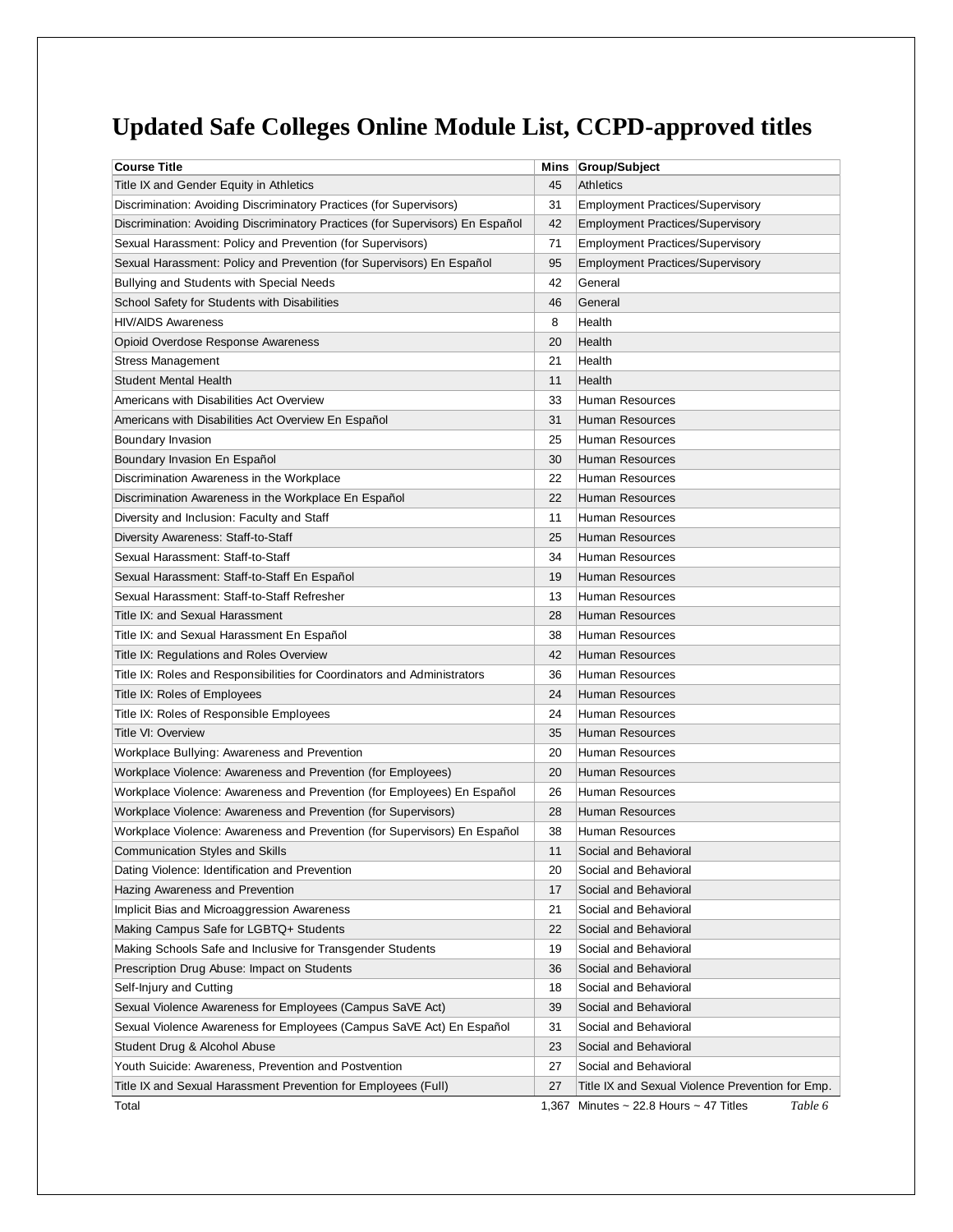# Updated Safe Colleges Online Module List, CCPD-approved titles

| Course Title | Mins | Group/Subject |
|---|---|---|
| Title IX and Gender Equity in Athletics | 45 | Athletics |
| Discrimination: Avoiding Discriminatory Practices (for Supervisors) | 31 | Employment Practices/Supervisory |
| Discrimination: Avoiding Discriminatory Practices (for Supervisors) En Español | 42 | Employment Practices/Supervisory |
| Sexual Harassment: Policy and Prevention (for Supervisors) | 71 | Employment Practices/Supervisory |
| Sexual Harassment: Policy and Prevention (for Supervisors) En Español | 95 | Employment Practices/Supervisory |
| Bullying and Students with Special Needs | 42 | General |
| School Safety for Students with Disabilities | 46 | General |
| HIV/AIDS Awareness | 8 | Health |
| Opioid Overdose Response Awareness | 20 | Health |
| Stress Management | 21 | Health |
| Student Mental Health | 11 | Health |
| Americans with Disabilities Act Overview | 33 | Human Resources |
| Americans with Disabilities Act Overview En Español | 31 | Human Resources |
| Boundary Invasion | 25 | Human Resources |
| Boundary Invasion En Español | 30 | Human Resources |
| Discrimination Awareness in the Workplace | 22 | Human Resources |
| Discrimination Awareness in the Workplace En Español | 22 | Human Resources |
| Diversity and Inclusion: Faculty and Staff | 11 | Human Resources |
| Diversity Awareness: Staff-to-Staff | 25 | Human Resources |
| Sexual Harassment: Staff-to-Staff | 34 | Human Resources |
| Sexual Harassment: Staff-to-Staff En Español | 19 | Human Resources |
| Sexual Harassment: Staff-to-Staff Refresher | 13 | Human Resources |
| Title IX: and Sexual Harassment | 28 | Human Resources |
| Title IX: and Sexual Harassment En Español | 38 | Human Resources |
| Title IX: Regulations and Roles Overview | 42 | Human Resources |
| Title IX: Roles and Responsibilities for Coordinators and Administrators | 36 | Human Resources |
| Title IX: Roles of Employees | 24 | Human Resources |
| Title IX: Roles of Responsible Employees | 24 | Human Resources |
| Title VI: Overview | 35 | Human Resources |
| Workplace Bullying: Awareness and Prevention | 20 | Human Resources |
| Workplace Violence: Awareness and Prevention (for Employees) | 20 | Human Resources |
| Workplace Violence: Awareness and Prevention (for Employees) En Español | 26 | Human Resources |
| Workplace Violence: Awareness and Prevention (for Supervisors) | 28 | Human Resources |
| Workplace Violence: Awareness and Prevention (for Supervisors) En Español | 38 | Human Resources |
| Communication Styles and Skills | 11 | Social and Behavioral |
| Dating Violence: Identification and Prevention | 20 | Social and Behavioral |
| Hazing Awareness and Prevention | 17 | Social and Behavioral |
| Implicit Bias and Microaggression Awareness | 21 | Social and Behavioral |
| Making Campus Safe for LGBTQ+ Students | 22 | Social and Behavioral |
| Making Schools Safe and Inclusive for Transgender Students | 19 | Social and Behavioral |
| Prescription Drug Abuse: Impact on Students | 36 | Social and Behavioral |
| Self-Injury and Cutting | 18 | Social and Behavioral |
| Sexual Violence Awareness for Employees (Campus SaVE Act) | 39 | Social and Behavioral |
| Sexual Violence Awareness for Employees (Campus SaVE Act) En Español | 31 | Social and Behavioral |
| Student Drug & Alcohol Abuse | 23 | Social and Behavioral |
| Youth Suicide: Awareness, Prevention and Postvention | 27 | Social and Behavioral |
| Title IX and Sexual Harassment Prevention for Employees (Full) | 27 | Title IX and Sexual Violence Prevention for Emp. |
| Total | 1,367 | Minutes ~ 22.8 Hours ~ 47 Titles |

*Table 6*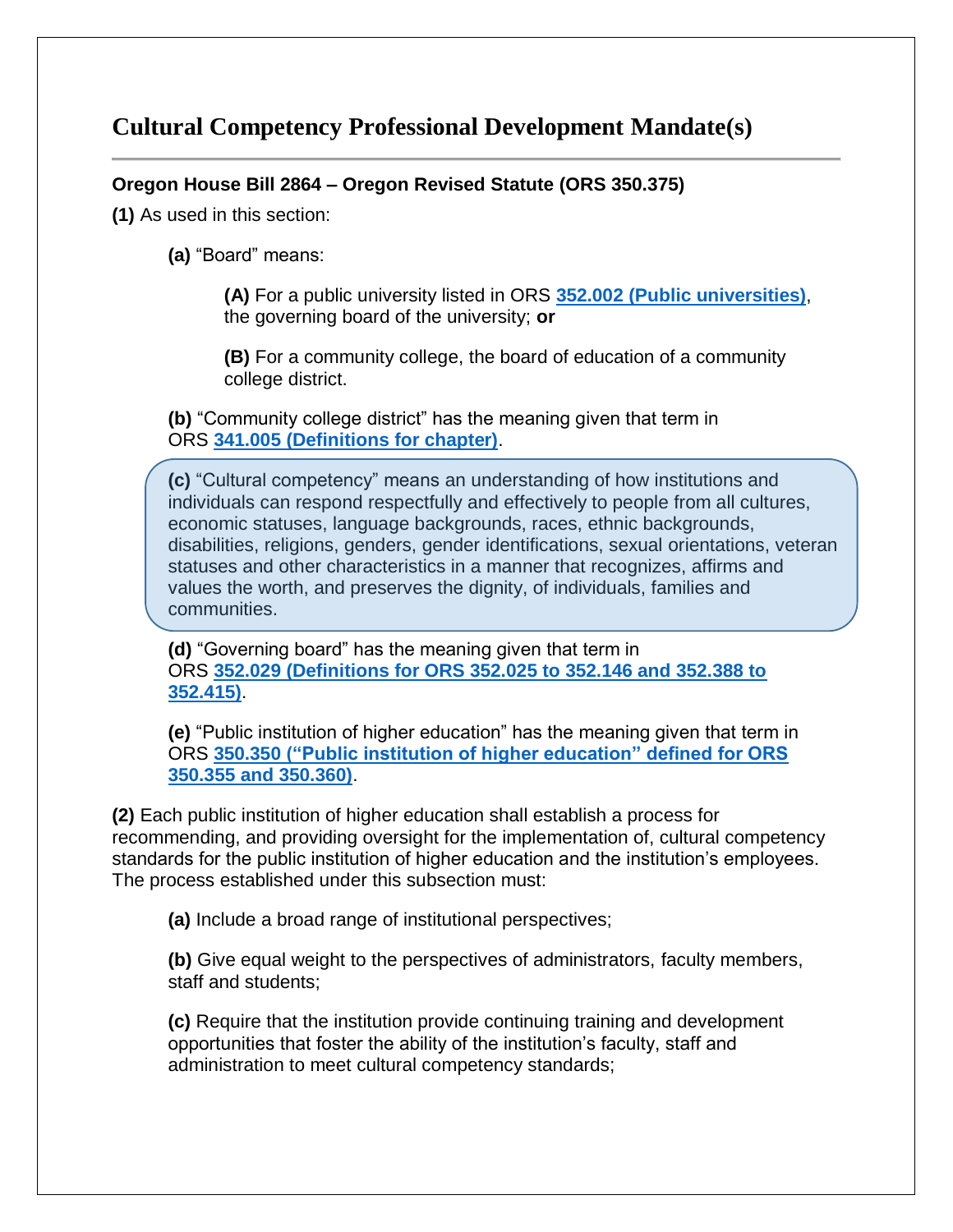# Cultural Competency Professional Development Mandate(s)

---

**Oregon House Bill 2864 – Oregon Revised Statute (ORS 350.375)**

**(1)** As used in this section:

> **(a)** "Board" means:
>
> > **(A)** For a public university listed in ORS **352.002 (Public universities)**, the governing board of the university; **or**
> >
> > **(B)** For a community college, the board of education of a community college district.
>
> **(b)** "Community college district" has the meaning given that term in ORS **341.005 (Definitions for chapter)**.
>
> **(c)** "Cultural competency" means an understanding of how institutions and individuals can respond respectfully and effectively to people from all cultures, economic statuses, language backgrounds, races, ethnic backgrounds, disabilities, religions, genders, gender identifications, sexual orientations, veteran statuses and other characteristics in a manner that recognizes, affirms and values the worth, and preserves the dignity, of individuals, families and communities.
>
> **(d)** "Governing board" has the meaning given that term in ORS **352.029 (Definitions for ORS 352.025 to 352.146 and 352.388 to 352.415)**.
>
> **(e)** "Public institution of higher education" has the meaning given that term in ORS **350.350 ("Public institution of higher education" defined for ORS 350.355 and 350.360)**.

**(2)** Each public institution of higher education shall establish a process for recommending, and providing oversight for the implementation of, cultural competency standards for the public institution of higher education and the institution's employees. The process established under this subsection must:

> **(a)** Include a broad range of institutional perspectives;
>
> **(b)** Give equal weight to the perspectives of administrators, faculty members, staff and students;
>
> **(c)** Require that the institution provide continuing training and development opportunities that foster the ability of the institution's faculty, staff and administration to meet cultural competency standards;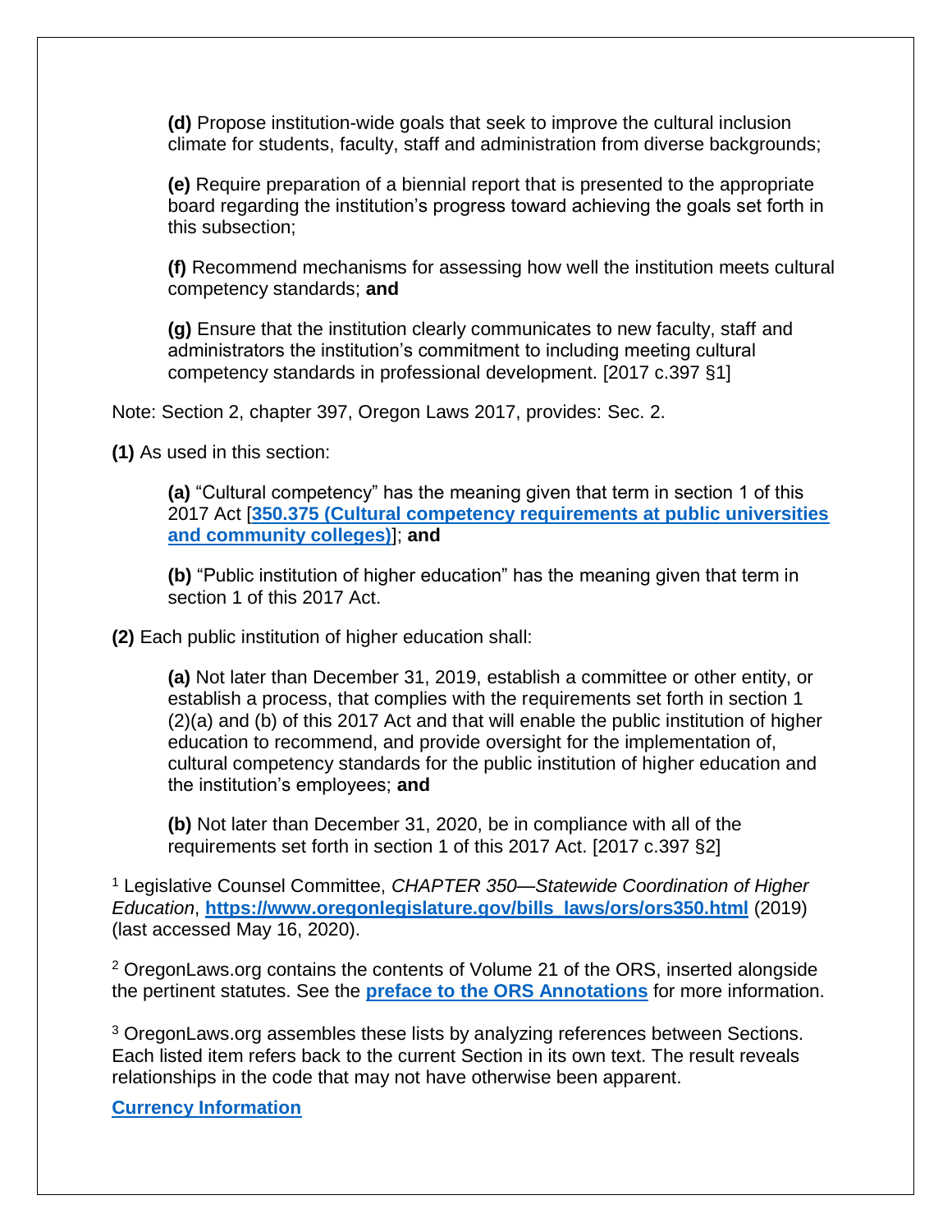**(d)** Propose institution-wide goals that seek to improve the cultural inclusion climate for students, faculty, staff and administration from diverse backgrounds;

**(e)** Require preparation of a biennial report that is presented to the appropriate board regarding the institution's progress toward achieving the goals set forth in this subsection;

**(f)** Recommend mechanisms for assessing how well the institution meets cultural competency standards; **and**

**(g)** Ensure that the institution clearly communicates to new faculty, staff and administrators the institution's commitment to including meeting cultural competency standards in professional development. [2017 c.397 §1]

Note: Section 2, chapter 397, Oregon Laws 2017, provides: Sec. 2.

**(1)** As used in this section:

**(a)** "Cultural competency" has the meaning given that term in section 1 of this 2017 Act [**350.375 (Cultural competency requirements at public universities and community colleges)**]; **and**

**(b)** "Public institution of higher education" has the meaning given that term in section 1 of this 2017 Act.

**(2)** Each public institution of higher education shall:

**(a)** Not later than December 31, 2019, establish a committee or other entity, or establish a process, that complies with the requirements set forth in section 1 (2)(a) and (b) of this 2017 Act and that will enable the public institution of higher education to recommend, and provide oversight for the implementation of, cultural competency standards for the public institution of higher education and the institution's employees; **and**

**(b)** Not later than December 31, 2020, be in compliance with all of the requirements set forth in section 1 of this 2017 Act. [2017 c.397 §2]

[1] Legislative Counsel Committee, *CHAPTER 350—Statewide Coordination of Higher Education*, **https://www.oregonlegislature.gov/bills_laws/ors/ors350.html** (2019) (last accessed May 16, 2020).

[2] OregonLaws.org contains the contents of Volume 21 of the ORS, inserted alongside the pertinent statutes. See the **preface to the ORS Annotations** for more information.

[3] OregonLaws.org assembles these lists by analyzing references between Sections. Each listed item refers back to the current Section in its own text. The result reveals relationships in the code that may not have otherwise been apparent.

**Currency Information**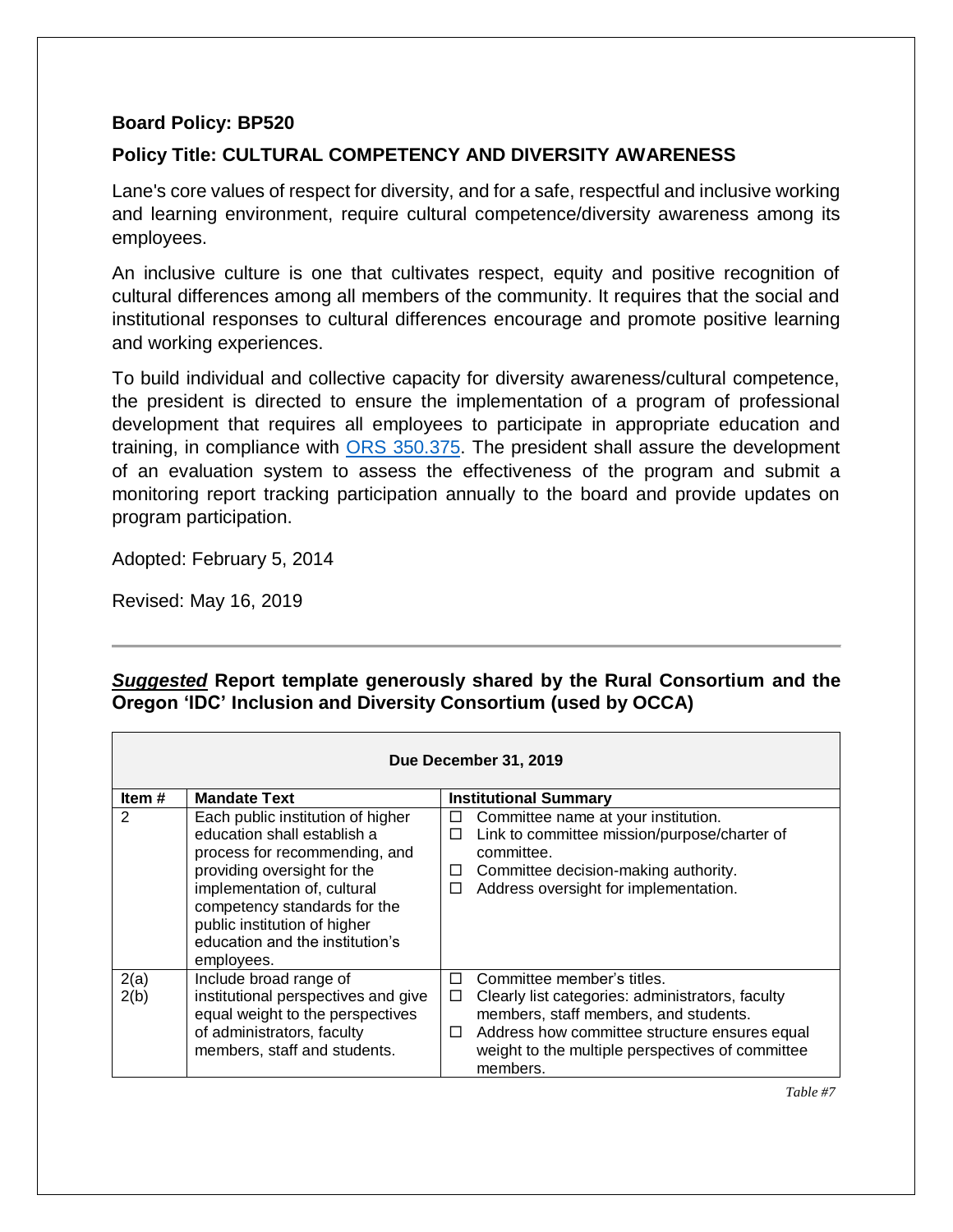**Board Policy: BP520**

**Policy Title: CULTURAL COMPETENCY AND DIVERSITY AWARENESS**

Lane's core values of respect for diversity, and for a safe, respectful and inclusive working and learning environment, require cultural competence/diversity awareness among its employees.

An inclusive culture is one that cultivates respect, equity and positive recognition of cultural differences among all members of the community. It requires that the social and institutional responses to cultural differences encourage and promote positive learning and working experiences.

To build individual and collective capacity for diversity awareness/cultural competence, the president is directed to ensure the implementation of a program of professional development that requires all employees to participate in appropriate education and training, in compliance with ORS 350.375. The president shall assure the development of an evaluation system to assess the effectiveness of the program and submit a monitoring report tracking participation annually to the board and provide updates on program participation.

Adopted: February 5, 2014

Revised: May 16, 2019

---

***Suggested*** **Report template generously shared by the Rural Consortium and the Oregon 'IDC' Inclusion and Diversity Consortium (used by OCCA)**

| **Due December 31, 2019** | | |
|---|---|---|
| **Item #** | **Mandate Text** | **Institutional Summary** |
| 2 | Each public institution of higher education shall establish a process for recommending, and providing oversight for the implementation of, cultural competency standards for the public institution of higher education and the institution's employees. | ☐ Committee name at your institution.<br>☐ Link to committee mission/purpose/charter of committee.<br>☐ Committee decision-making authority.<br>☐ Address oversight for implementation. |
| 2(a)<br>2(b) | Include broad range of institutional perspectives and give equal weight to the perspectives of administrators, faculty members, staff and students. | ☐ Committee member's titles.<br>☐ Clearly list categories: administrators, faculty members, staff members, and students.<br>☐ Address how committee structure ensures equal weight to the multiple perspectives of committee members. |

*Table #7*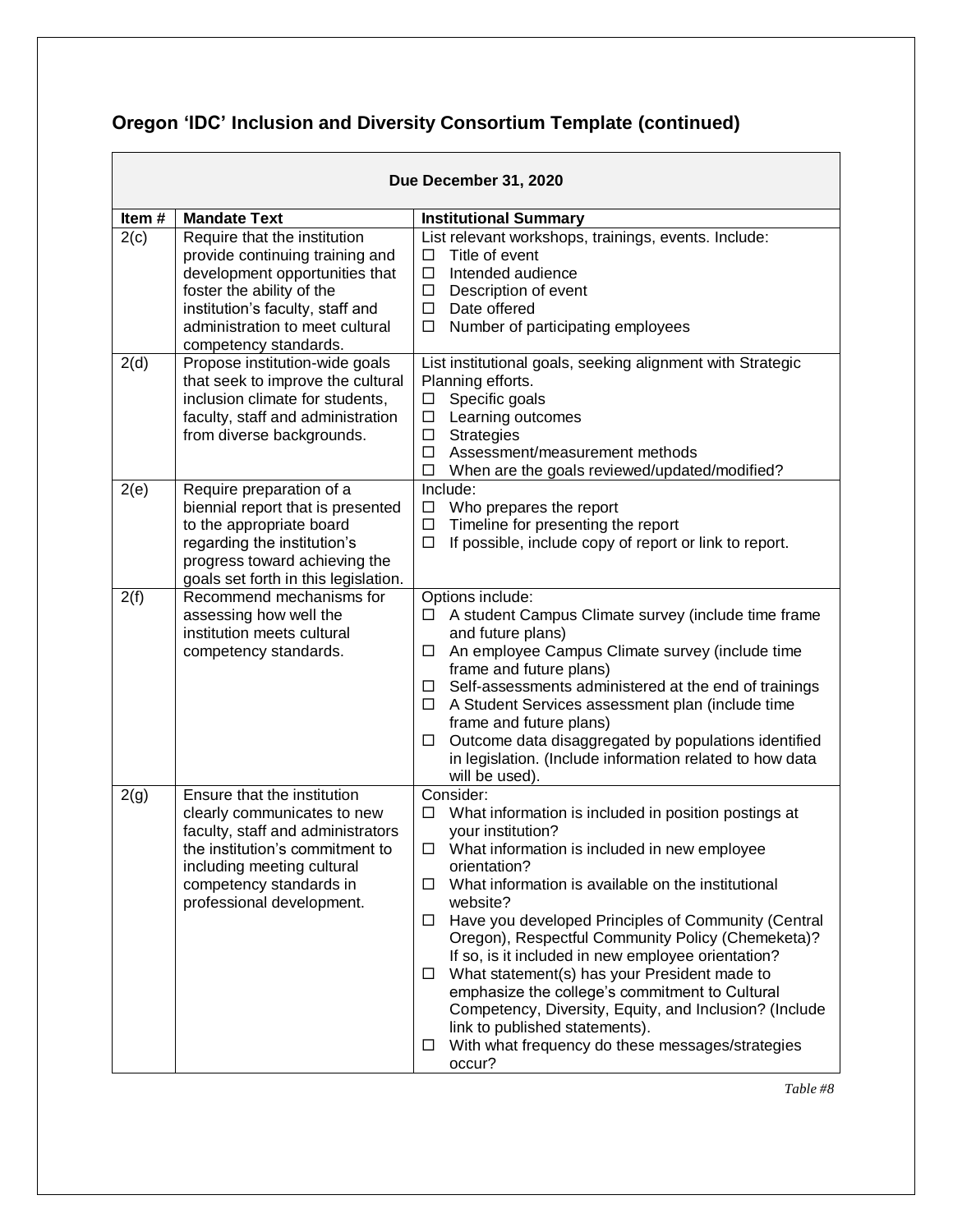## Oregon 'IDC' Inclusion and Diversity Consortium Template (continued)

| Due December 31, 2020 | | |
|---|---|---|
| **Item #** | **Mandate Text** | **Institutional Summary** |
| 2(c) | Require that the institution provide continuing training and development opportunities that foster the ability of the institution's faculty, staff and administration to meet cultural competency standards. | List relevant workshops, trainings, events. Include:<br>☐ Title of event<br>☐ Intended audience<br>☐ Description of event<br>☐ Date offered<br>☐ Number of participating employees |
| 2(d) | Propose institution-wide goals that seek to improve the cultural inclusion climate for students, faculty, staff and administration from diverse backgrounds. | List institutional goals, seeking alignment with Strategic Planning efforts.<br>☐ Specific goals<br>☐ Learning outcomes<br>☐ Strategies<br>☐ Assessment/measurement methods<br>☐ When are the goals reviewed/updated/modified? |
| 2(e) | Require preparation of a biennial report that is presented to the appropriate board regarding the institution's progress toward achieving the goals set forth in this legislation. | Include:<br>☐ Who prepares the report<br>☐ Timeline for presenting the report<br>☐ If possible, include copy of report or link to report. |
| 2(f) | Recommend mechanisms for assessing how well the institution meets cultural competency standards. | Options include:<br>☐ A student Campus Climate survey (include time frame and future plans)<br>☐ An employee Campus Climate survey (include time frame and future plans)<br>☐ Self-assessments administered at the end of trainings<br>☐ A Student Services assessment plan (include time frame and future plans)<br>☐ Outcome data disaggregated by populations identified in legislation. (Include information related to how data will be used). |
| 2(g) | Ensure that the institution clearly communicates to new faculty, staff and administrators the institution's commitment to including meeting cultural competency standards in professional development. | Consider:<br>☐ What information is included in position postings at your institution?<br>☐ What information is included in new employee orientation?<br>☐ What information is available on the institutional website?<br>☐ Have you developed Principles of Community (Central Oregon), Respectful Community Policy (Chemeketa)? If so, is it included in new employee orientation?<br>☐ What statement(s) has your President made to emphasize the college's commitment to Cultural Competency, Diversity, Equity, and Inclusion? (Include link to published statements).<br>☐ With what frequency do these messages/strategies occur? |

*Table #8*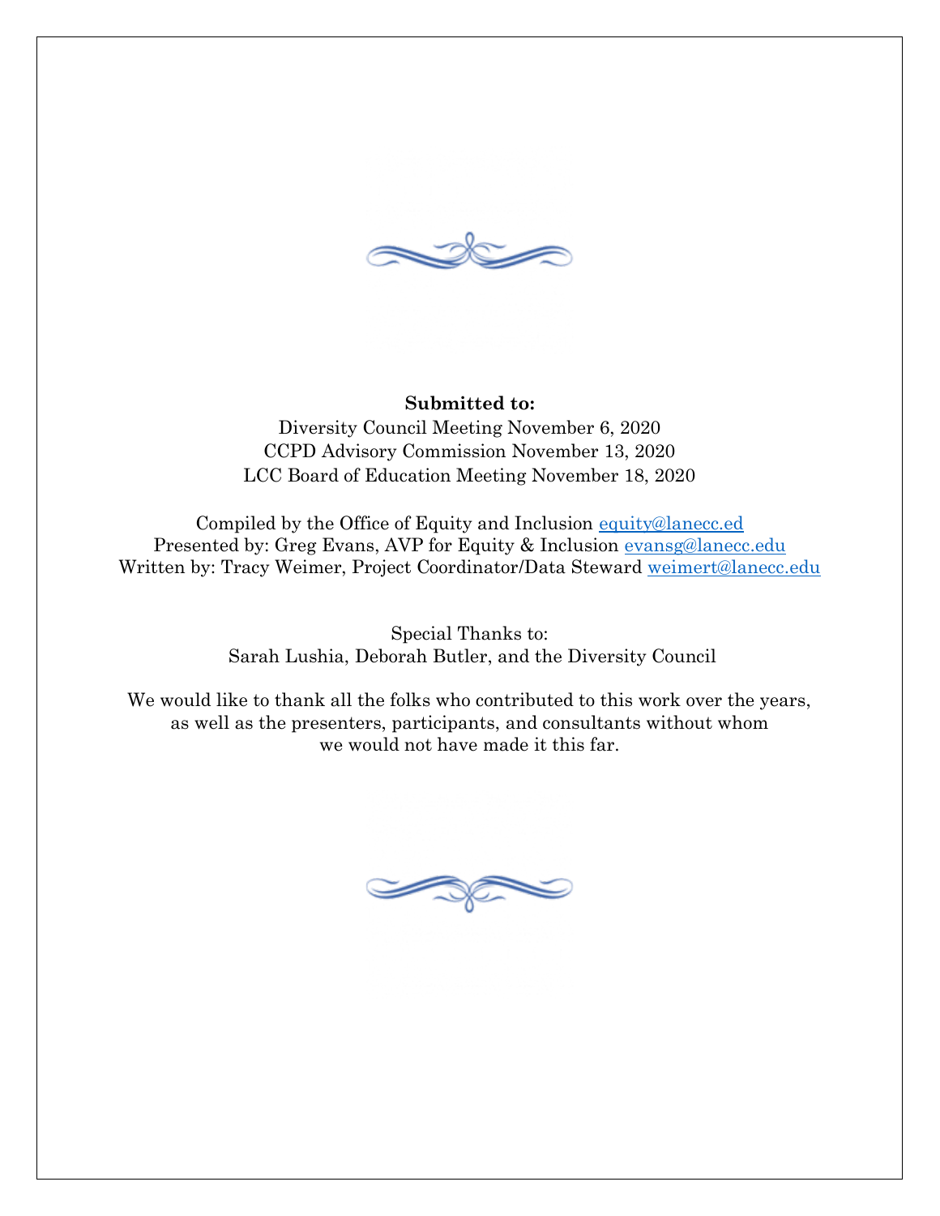**Submitted to:**

Diversity Council Meeting November 6, 2020

CCPD Advisory Commission November 13, 2020

LCC Board of Education Meeting November 18, 2020

Compiled by the Office of Equity and Inclusion equity@lanecc.ed

Presented by: Greg Evans, AVP for Equity & Inclusion evansg@lanecc.edu

Written by: Tracy Weimer, Project Coordinator/Data Steward weimert@lanecc.edu

Special Thanks to:

Sarah Lushia, Deborah Butler, and the Diversity Council

We would like to thank all the folks who contributed to this work over the years, as well as the presenters, participants, and consultants without whom we would not have made it this far.